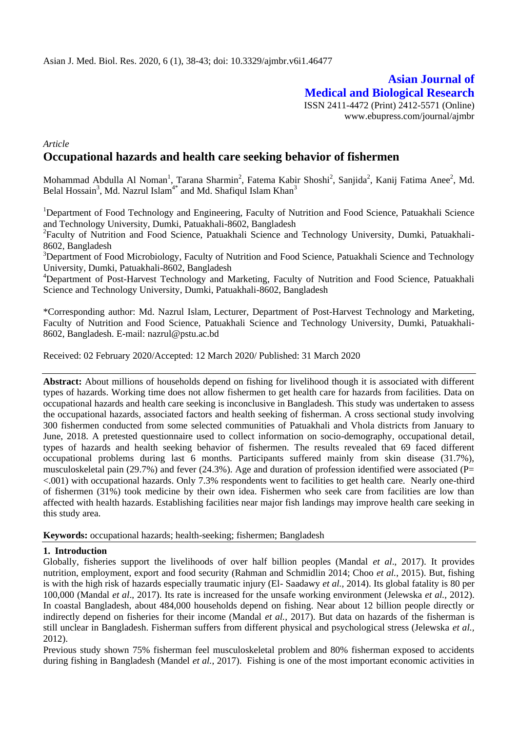# Asian Journal of Medical and Biological Research

ISSN 2411-4472 (Print) 2412-5571 (Online)
www.ebupress.com/journal/ajmbr

*Article*

## Occupational hazards and health care seeking behavior of fishermen

Mohammad Abdulla Al Noman[1], Tarana Sharmin[2], Fatema Kabir Shoshi[2], Sanjida[2], Kanij Fatima Anee[2], Md. Belal Hossain[3], Md. Nazrul Islam[4*] and Md. Shafiqul Islam Khan[3]

[1]Department of Food Technology and Engineering, Faculty of Nutrition and Food Science, Patuakhali Science and Technology University, Dumki, Patuakhali-8602, Bangladesh

[2]Faculty of Nutrition and Food Science, Patuakhali Science and Technology University, Dumki, Patuakhali-8602, Bangladesh

[3]Department of Food Microbiology, Faculty of Nutrition and Food Science, Patuakhali Science and Technology University, Dumki, Patuakhali-8602, Bangladesh

[4]Department of Post-Harvest Technology and Marketing, Faculty of Nutrition and Food Science, Patuakhali Science and Technology University, Dumki, Patuakhali-8602, Bangladesh

*Corresponding author: Md. Nazrul Islam, Lecturer, Department of Post-Harvest Technology and Marketing, Faculty of Nutrition and Food Science, Patuakhali Science and Technology University, Dumki, Patuakhali-8602, Bangladesh. E-mail: nazrul@pstu.ac.bd

Received: 02 February 2020/Accepted: 12 March 2020/ Published: 31 March 2020

**Abstract:** About millions of households depend on fishing for livelihood though it is associated with different types of hazards. Working time does not allow fishermen to get health care for hazards from facilities. Data on occupational hazards and health care seeking is inconclusive in Bangladesh. This study was undertaken to assess the occupational hazards, associated factors and health seeking of fisherman. A cross sectional study involving 300 fishermen conducted from some selected communities of Patuakhali and Vhola districts from January to June, 2018. A pretested questionnaire used to collect information on socio-demography, occupational detail, types of hazards and health seeking behavior of fishermen. The results revealed that 69 faced different occupational problems during last 6 months. Participants suffered mainly from skin disease (31.7%), musculoskeletal pain (29.7%) and fever (24.3%). Age and duration of profession identified were associated ($P= <.001$) with occupational hazards. Only 7.3% respondents went to facilities to get health care. Nearly one-third of fishermen (31%) took medicine by their own idea. Fishermen who seek care from facilities are low than affected with health hazards. Establishing facilities near major fish landings may improve health care seeking in this study area.

**Keywords:** occupational hazards; health-seeking; fishermen; Bangladesh

### 1. Introduction

Globally, fisheries support the livelihoods of over half billion peoples (Mandal *et al*., 2017). It provides nutrition, employment, export and food security (Rahman and Schmidlin 2014; Choo *et al.*, 2015). But, fishing is with the high risk of hazards especially traumatic injury (El- Saadawy *et al.*, 2014). Its global fatality is 80 per 100,000 (Mandal *et al*., 2017). Its rate is increased for the unsafe working environment (Jelewska *et al.*, 2012). In coastal Bangladesh, about 484,000 households depend on fishing. Near about 12 billion people directly or indirectly depend on fisheries for their income (Mandal *et al.,* 2017). But data on hazards of the fisherman is still unclear in Bangladesh. Fisherman suffers from different physical and psychological stress (Jelewska *et al.*, 2012).

Previous study shown 75% fisherman feel musculoskeletal problem and 80% fisherman exposed to accidents during fishing in Bangladesh (Mandel *et al.,* 2017). Fishing is one of the most important economic activities in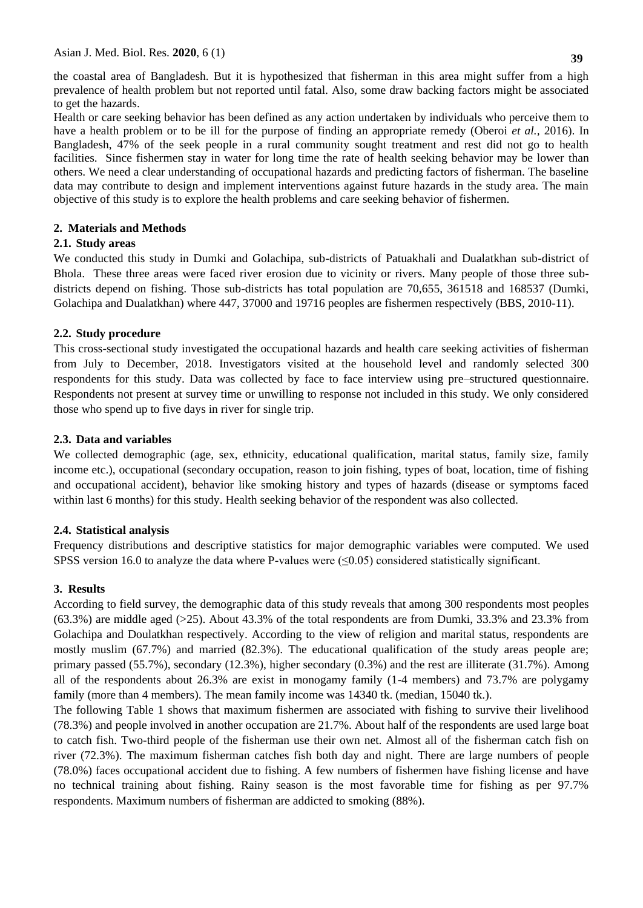the coastal area of Bangladesh. But it is hypothesized that fisherman in this area might suffer from a high prevalence of health problem but not reported until fatal. Also, some draw backing factors might be associated to get the hazards.

Health or care seeking behavior has been defined as any action undertaken by individuals who perceive them to have a health problem or to be ill for the purpose of finding an appropriate remedy (Oberoi *et al.,* 2016). In Bangladesh, 47% of the seek people in a rural community sought treatment and rest did not go to health facilities. Since fishermen stay in water for long time the rate of health seeking behavior may be lower than others. We need a clear understanding of occupational hazards and predicting factors of fisherman. The baseline data may contribute to design and implement interventions against future hazards in the study area. The main objective of this study is to explore the health problems and care seeking behavior of fishermen.

## 2. Materials and Methods

### 2.1. Study areas

We conducted this study in Dumki and Golachipa, sub-districts of Patuakhali and Dualatkhan sub-district of Bhola. These three areas were faced river erosion due to vicinity or rivers. Many people of those three sub-districts depend on fishing. Those sub-districts has total population are 70,655, 361518 and 168537 (Dumki, Golachipa and Dualatkhan) where 447, 37000 and 19716 peoples are fishermen respectively (BBS, 2010-11).

### 2.2. Study procedure

This cross-sectional study investigated the occupational hazards and health care seeking activities of fisherman from July to December, 2018. Investigators visited at the household level and randomly selected 300 respondents for this study. Data was collected by face to face interview using pre–structured questionnaire. Respondents not present at survey time or unwilling to response not included in this study. We only considered those who spend up to five days in river for single trip.

### 2.3. Data and variables

We collected demographic (age, sex, ethnicity, educational qualification, marital status, family size, family income etc.), occupational (secondary occupation, reason to join fishing, types of boat, location, time of fishing and occupational accident), behavior like smoking history and types of hazards (disease or symptoms faced within last 6 months) for this study. Health seeking behavior of the respondent was also collected.

### 2.4. Statistical analysis

Frequency distributions and descriptive statistics for major demographic variables were computed. We used SPSS version 16.0 to analyze the data where P-values were ($\leq$0.05) considered statistically significant.

## 3. Results

According to field survey, the demographic data of this study reveals that among 300 respondents most peoples (63.3%) are middle aged (>25). About 43.3% of the total respondents are from Dumki, 33.3% and 23.3% from Golachipa and Doulatkhan respectively. According to the view of religion and marital status, respondents are mostly muslim (67.7%) and married (82.3%). The educational qualification of the study areas people are; primary passed (55.7%), secondary (12.3%), higher secondary (0.3%) and the rest are illiterate (31.7%). Among all of the respondents about 26.3% are exist in monogamy family (1-4 members) and 73.7% are polygamy family (more than 4 members). The mean family income was 14340 tk. (median, 15040 tk.).

The following Table 1 shows that maximum fishermen are associated with fishing to survive their livelihood (78.3%) and people involved in another occupation are 21.7%. About half of the respondents are used large boat to catch fish. Two-third people of the fisherman use their own net. Almost all of the fisherman catch fish on river (72.3%). The maximum fisherman catches fish both day and night. There are large numbers of people (78.0%) faces occupational accident due to fishing. A few numbers of fishermen have fishing license and have no technical training about fishing. Rainy season is the most favorable time for fishing as per 97.7% respondents. Maximum numbers of fisherman are addicted to smoking (88%).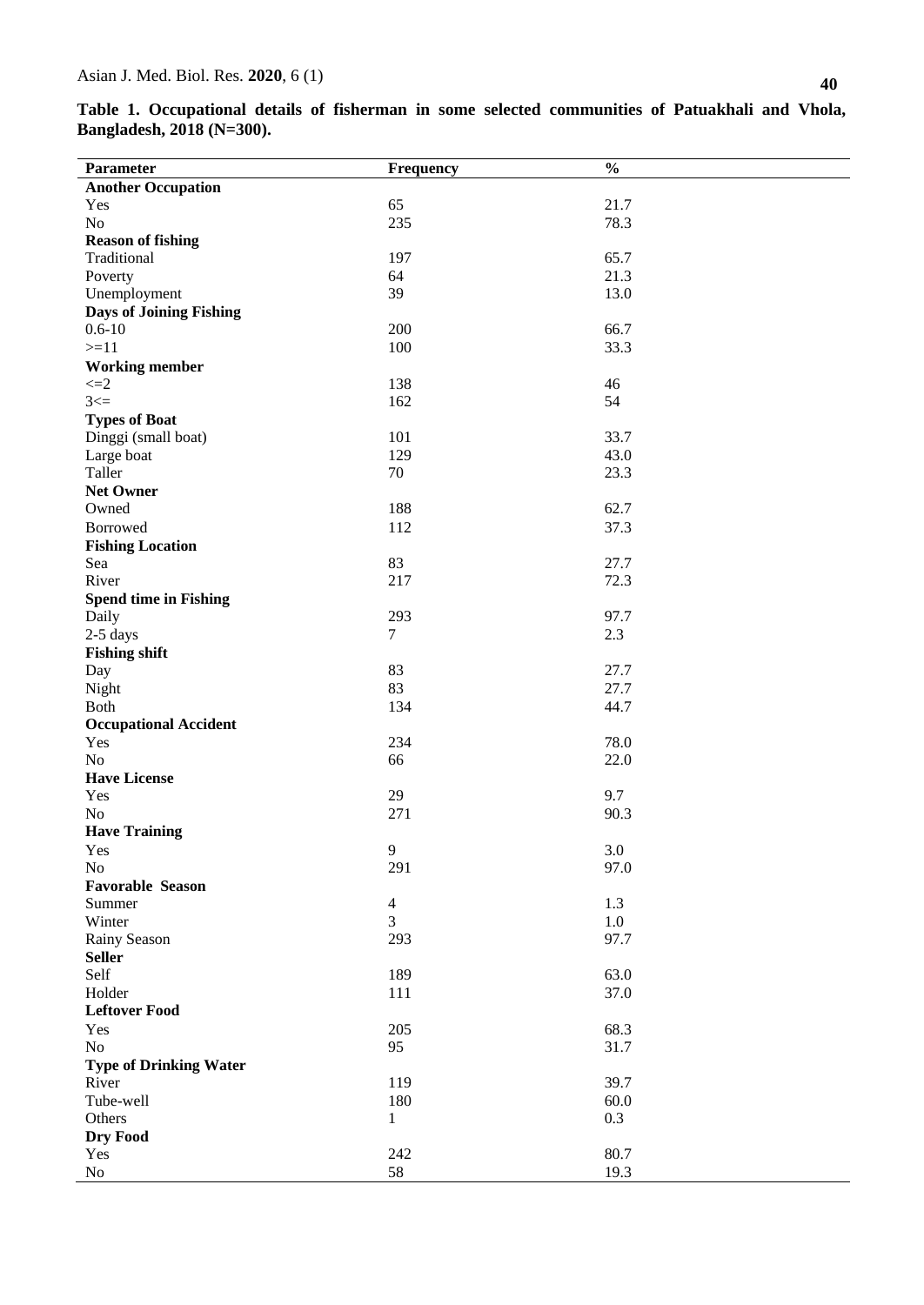**Table 1. Occupational details of fisherman in some selected communities of Patuakhali and Vhola, Bangladesh, 2018 (N=300).**

| Parameter | Frequency | % |
|---|---|---|
| **Another Occupation** | | |
| Yes | 65 | 21.7 |
| No | 235 | 78.3 |
| **Reason of fishing** | | |
| Traditional | 197 | 65.7 |
| Poverty | 64 | 21.3 |
| Unemployment | 39 | 13.0 |
| **Days of Joining Fishing** | | |
| 0.6-10 | 200 | 66.7 |
| >=11 | 100 | 33.3 |
| **Working member** | | |
| <=2 | 138 | 46 |
| 3<= | 162 | 54 |
| **Types of Boat** | | |
| Dinggi (small boat) | 101 | 33.7 |
| Large boat | 129 | 43.0 |
| Taller | 70 | 23.3 |
| **Net Owner** | | |
| Owned | 188 | 62.7 |
| Borrowed | 112 | 37.3 |
| **Fishing Location** | | |
| Sea | 83 | 27.7 |
| River | 217 | 72.3 |
| **Spend time in Fishing** | | |
| Daily | 293 | 97.7 |
| 2-5 days | 7 | 2.3 |
| **Fishing shift** | | |
| Day | 83 | 27.7 |
| Night | 83 | 27.7 |
| Both | 134 | 44.7 |
| **Occupational Accident** | | |
| Yes | 234 | 78.0 |
| No | 66 | 22.0 |
| **Have License** | | |
| Yes | 29 | 9.7 |
| No | 271 | 90.3 |
| **Have Training** | | |
| Yes | 9 | 3.0 |
| No | 291 | 97.0 |
| **Favorable Season** | | |
| Summer | 4 | 1.3 |
| Winter | 3 | 1.0 |
| Rainy Season | 293 | 97.7 |
| **Seller** | | |
| Self | 189 | 63.0 |
| Holder | 111 | 37.0 |
| **Leftover Food** | | |
| Yes | 205 | 68.3 |
| No | 95 | 31.7 |
| **Type of Drinking Water** | | |
| River | 119 | 39.7 |
| Tube-well | 180 | 60.0 |
| Others | 1 | 0.3 |
| **Dry Food** | | |
| Yes | 242 | 80.7 |
| No | 58 | 19.3 |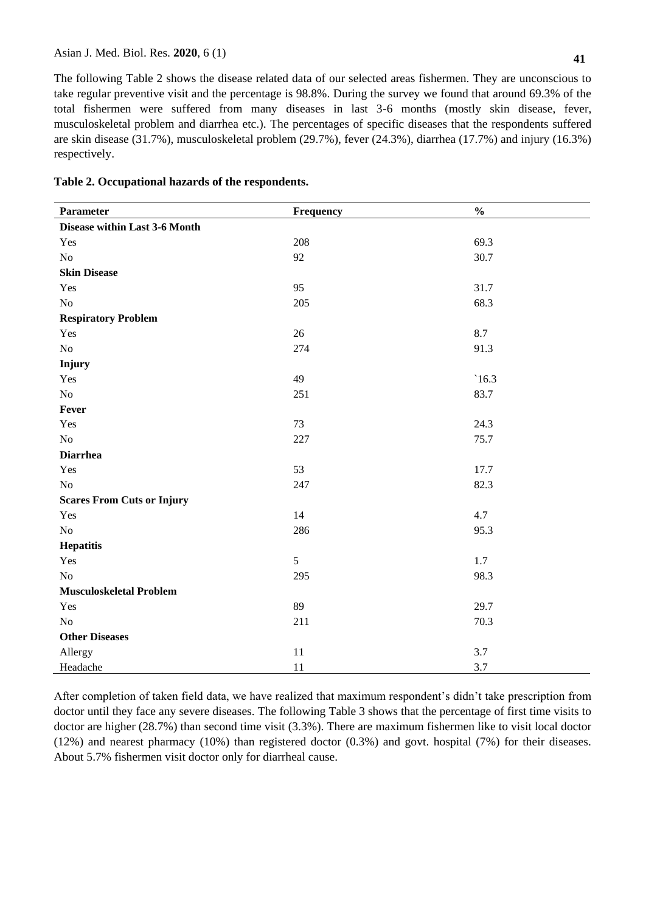The following Table 2 shows the disease related data of our selected areas fishermen. They are unconscious to take regular preventive visit and the percentage is 98.8%. During the survey we found that around 69.3% of the total fishermen were suffered from many diseases in last 3-6 months (mostly skin disease, fever, musculoskeletal problem and diarrhea etc.). The percentages of specific diseases that the respondents suffered are skin disease (31.7%), musculoskeletal problem (29.7%), fever (24.3%), diarrhea (17.7%) and injury (16.3%) respectively.

**Table 2. Occupational hazards of the respondents.**

| Parameter | Frequency | % |
|---|---|---|
| **Disease within Last 3-6 Month** | | |
| Yes | 208 | 69.3 |
| No | 92 | 30.7 |
| **Skin Disease** | | |
| Yes | 95 | 31.7 |
| No | 205 | 68.3 |
| **Respiratory Problem** | | |
| Yes | 26 | 8.7 |
| No | 274 | 91.3 |
| **Injury** | | |
| Yes | 49 | `16.3 |
| No | 251 | 83.7 |
| **Fever** | | |
| Yes | 73 | 24.3 |
| No | 227 | 75.7 |
| **Diarrhea** | | |
| Yes | 53 | 17.7 |
| No | 247 | 82.3 |
| **Scares From Cuts or Injury** | | |
| Yes | 14 | 4.7 |
| No | 286 | 95.3 |
| **Hepatitis** | | |
| Yes | 5 | 1.7 |
| No | 295 | 98.3 |
| **Musculoskeletal Problem** | | |
| Yes | 89 | 29.7 |
| No | 211 | 70.3 |
| **Other Diseases** | | |
| Allergy | 11 | 3.7 |
| Headache | 11 | 3.7 |

After completion of taken field data, we have realized that maximum respondent's didn't take prescription from doctor until they face any severe diseases. The following Table 3 shows that the percentage of first time visits to doctor are higher (28.7%) than second time visit (3.3%). There are maximum fishermen like to visit local doctor (12%) and nearest pharmacy (10%) than registered doctor (0.3%) and govt. hospital (7%) for their diseases. About 5.7% fishermen visit doctor only for diarrheal cause.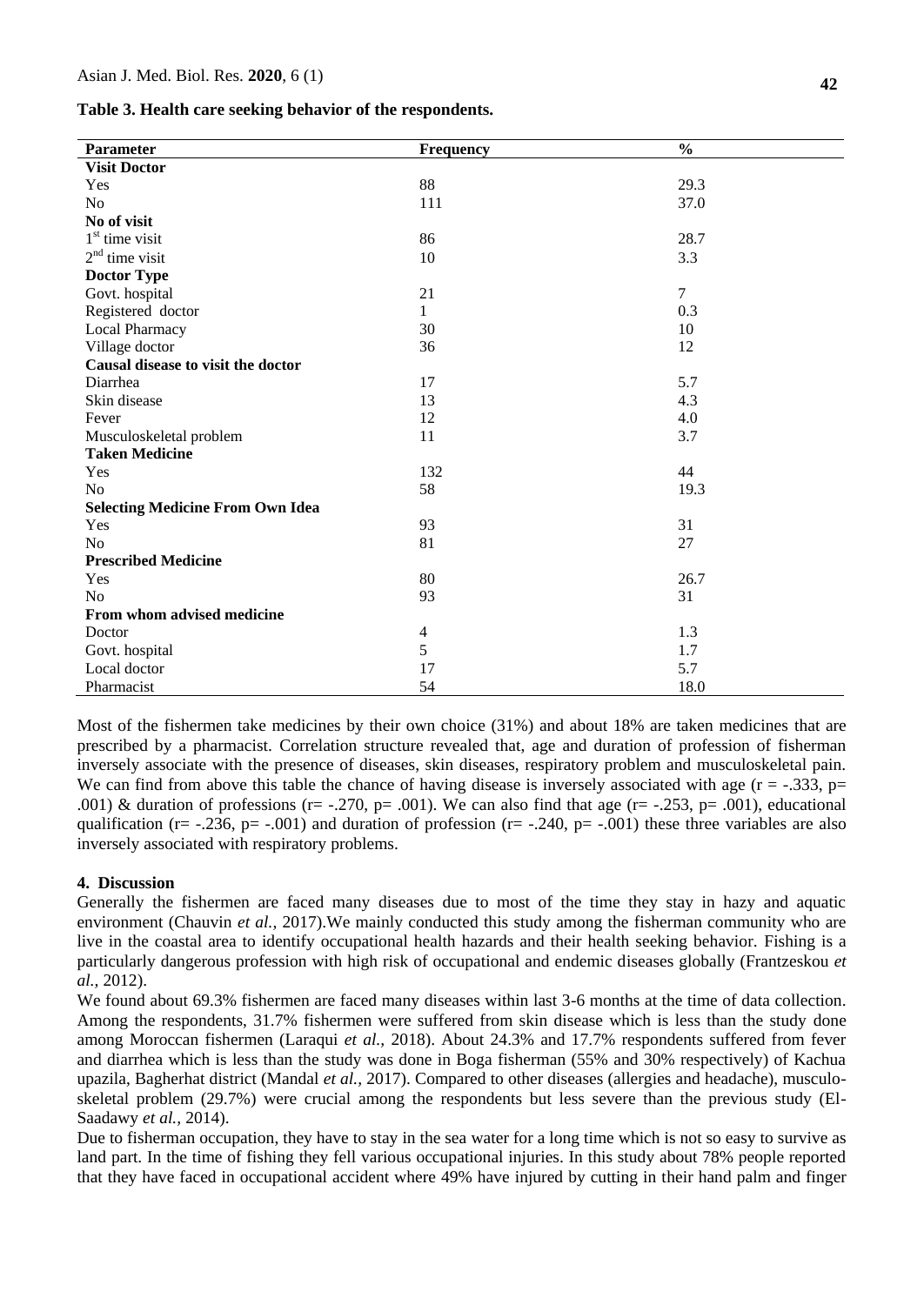**Table 3. Health care seeking behavior of the respondents.**

| Parameter | Frequency | % |
|---|---|---|
| **Visit Doctor** | | |
| Yes | 88 | 29.3 |
| No | 111 | 37.0 |
| **No of visit** | | |
| 1st time visit | 86 | 28.7 |
| 2nd time visit | 10 | 3.3 |
| **Doctor Type** | | |
| Govt. hospital | 21 | 7 |
| Registered doctor | 1 | 0.3 |
| Local Pharmacy | 30 | 10 |
| Village doctor | 36 | 12 |
| **Causal disease to visit the doctor** | | |
| Diarrhea | 17 | 5.7 |
| Skin disease | 13 | 4.3 |
| Fever | 12 | 4.0 |
| Musculoskeletal problem | 11 | 3.7 |
| **Taken Medicine** | | |
| Yes | 132 | 44 |
| No | 58 | 19.3 |
| **Selecting Medicine From Own Idea** | | |
| Yes | 93 | 31 |
| No | 81 | 27 |
| **Prescribed Medicine** | | |
| Yes | 80 | 26.7 |
| No | 93 | 31 |
| **From whom advised medicine** | | |
| Doctor | 4 | 1.3 |
| Govt. hospital | 5 | 1.7 |
| Local doctor | 17 | 5.7 |
| Pharmacist | 54 | 18.0 |

Most of the fishermen take medicines by their own choice (31%) and about 18% are taken medicines that are prescribed by a pharmacist. Correlation structure revealed that, age and duration of profession of fisherman inversely associate with the presence of diseases, skin diseases, respiratory problem and musculoskeletal pain. We can find from above this table the chance of having disease is inversely associated with age ($r = -.333$, $p = .001$) & duration of professions ($r = -.270$, $p = .001$). We can also find that age ($r = -.253$, $p = .001$), educational qualification ($r = -.236$, $p = -.001$) and duration of profession ($r = -.240$, $p = -.001$) these three variables are also inversely associated with respiratory problems.

## 4. Discussion

Generally the fishermen are faced many diseases due to most of the time they stay in hazy and aquatic environment (Chauvin *et al.*, 2017).We mainly conducted this study among the fisherman community who are live in the coastal area to identify occupational health hazards and their health seeking behavior. Fishing is a particularly dangerous profession with high risk of occupational and endemic diseases globally (Frantzeskou *et al.*, 2012).

We found about 69.3% fishermen are faced many diseases within last 3-6 months at the time of data collection. Among the respondents, 31.7% fishermen were suffered from skin disease which is less than the study done among Moroccan fishermen (Laraqui *et al.*, 2018). About 24.3% and 17.7% respondents suffered from fever and diarrhea which is less than the study was done in Boga fisherman (55% and 30% respectively) of Kachua upazila, Bagherhat district (Mandal *et al.*, 2017). Compared to other diseases (allergies and headache), musculo-skeletal problem (29.7%) were crucial among the respondents but less severe than the previous study (El-Saadawy *et al.*, 2014).

Due to fisherman occupation, they have to stay in the sea water for a long time which is not so easy to survive as land part. In the time of fishing they fell various occupational injuries. In this study about 78% people reported that they have faced in occupational accident where 49% have injured by cutting in their hand palm and finger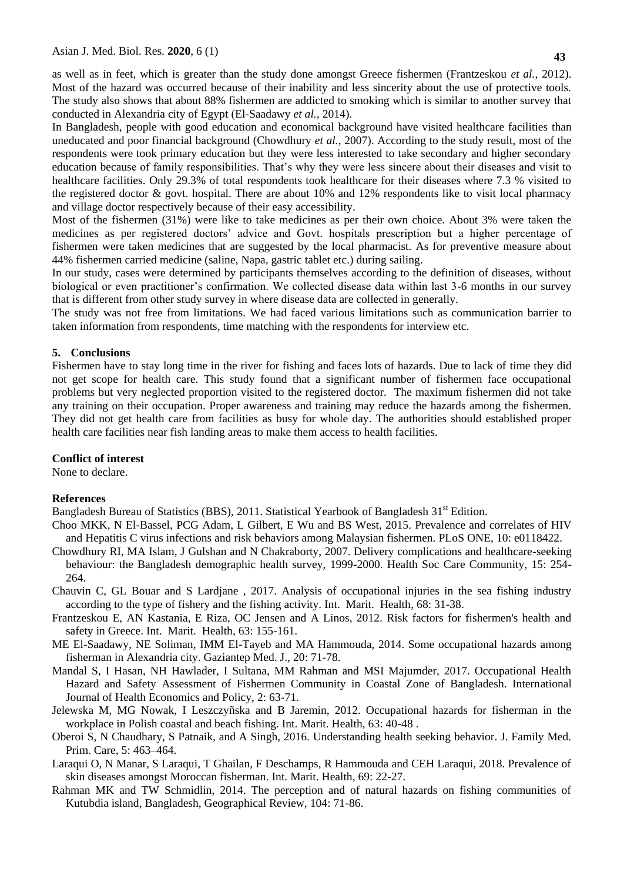as well as in feet, which is greater than the study done amongst Greece fishermen (Frantzeskou *et al.,* 2012). Most of the hazard was occurred because of their inability and less sincerity about the use of protective tools. The study also shows that about 88% fishermen are addicted to smoking which is similar to another survey that conducted in Alexandria city of Egypt (El-Saadawy *et al.,* 2014).

In Bangladesh, people with good education and economical background have visited healthcare facilities than uneducated and poor financial background (Chowdhury *et al.,* 2007). According to the study result, most of the respondents were took primary education but they were less interested to take secondary and higher secondary education because of family responsibilities. That's why they were less sincere about their diseases and visit to healthcare facilities. Only 29.3% of total respondents took healthcare for their diseases where 7.3 % visited to the registered doctor & govt. hospital. There are about 10% and 12% respondents like to visit local pharmacy and village doctor respectively because of their easy accessibility.

Most of the fishermen (31%) were like to take medicines as per their own choice. About 3% were taken the medicines as per registered doctors' advice and Govt. hospitals prescription but a higher percentage of fishermen were taken medicines that are suggested by the local pharmacist. As for preventive measure about 44% fishermen carried medicine (saline, Napa, gastric tablet etc.) during sailing.

In our study, cases were determined by participants themselves according to the definition of diseases, without biological or even practitioner's confirmation. We collected disease data within last 3-6 months in our survey that is different from other study survey in where disease data are collected in generally.

The study was not free from limitations. We had faced various limitations such as communication barrier to taken information from respondents, time matching with the respondents for interview etc.

## 5. Conclusions

Fishermen have to stay long time in the river for fishing and faces lots of hazards. Due to lack of time they did not get scope for health care. This study found that a significant number of fishermen face occupational problems but very neglected proportion visited to the registered doctor. The maximum fishermen did not take any training on their occupation. Proper awareness and training may reduce the hazards among the fishermen. They did not get health care from facilities as busy for whole day. The authorities should established proper health care facilities near fish landing areas to make them access to health facilities.

## Conflict of interest

None to declare.

## References

Bangladesh Bureau of Statistics (BBS), 2011. Statistical Yearbook of Bangladesh 31st Edition.

Choo MKK, N El-Bassel, PCG Adam, L Gilbert, E Wu and BS West, 2015. Prevalence and correlates of HIV and Hepatitis C virus infections and risk behaviors among Malaysian fishermen. PLoS ONE, 10: e0118422.

Chowdhury RI, MA Islam, J Gulshan and N Chakraborty, 2007. Delivery complications and healthcare-seeking behaviour: the Bangladesh demographic health survey, 1999-2000. Health Soc Care Community, 15: 254-264.

Chauvin C, GL Bouar and S Lardjane , 2017. Analysis of occupational injuries in the sea fishing industry according to the type of fishery and the fishing activity. Int. Marit. Health, 68: 31-38.

Frantzeskou E, AN Kastania, E Riza, OC Jensen and A Linos, 2012. Risk factors for fishermen's health and safety in Greece. Int. Marit. Health, 63: 155-161.

ME El-Saadawy, NE Soliman, IMM El-Tayeb and MA Hammouda, 2014. Some occupational hazards among fisherman in Alexandria city. Gaziantep Med. J., 20: 71-78.

Mandal S, I Hasan, NH Hawlader, I Sultana, MM Rahman and MSI Majumder, 2017. Occupational Health Hazard and Safety Assessment of Fishermen Community in Coastal Zone of Bangladesh. International Journal of Health Economics and Policy, 2: 63-71.

Jelewska M, MG Nowak, I Leszczyñska and B Jaremin, 2012. Occupational hazards for fisherman in the workplace in Polish coastal and beach fishing. Int. Marit. Health, 63: 40-48 .

Oberoi S, N Chaudhary, S Patnaik, and A Singh, 2016. Understanding health seeking behavior. J. Family Med. Prim. Care, 5: 463–464.

Laraqui O, N Manar, S Laraqui, T Ghailan, F Deschamps, R Hammouda and CEH Laraqui, 2018. Prevalence of skin diseases amongst Moroccan fisherman. Int. Marit. Health, 69: 22-27.

Rahman MK and TW Schmidlin, 2014. The perception and of natural hazards on fishing communities of Kutubdia island, Bangladesh, Geographical Review, 104: 71-86.